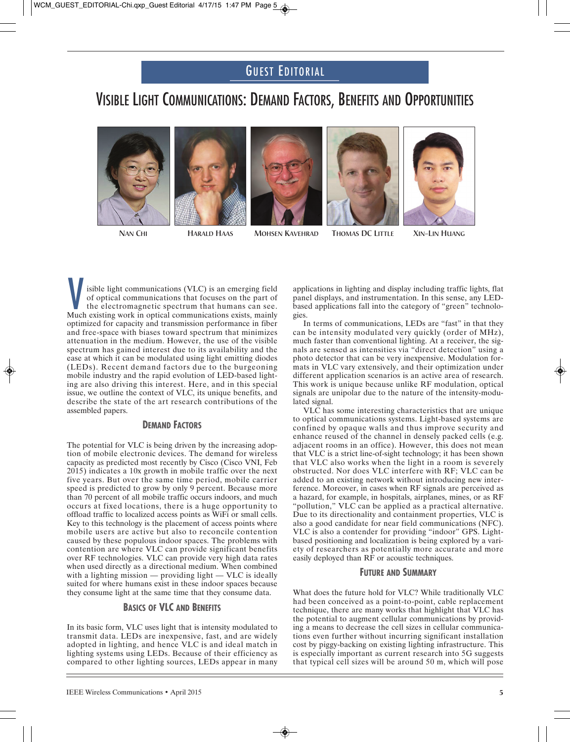# Guest Editorial

## Visible Light Communications: Demand Factors, Benefits and Opportunities

Nan Chi    Harald Haas    Mohsen Kavehrad    Thomas DC Little    Xin-Lin Huang

Visible light communications (VLC) is an emerging field of optical communications that focuses on the part of the electromagnetic spectrum that humans can see. Much existing work in optical communications exists, mainly optimized for capacity and transmission performance in fiber and free-space with biases toward spectrum that minimizes attenuation in the medium. However, the use of the visible spectrum has gained interest due to its availability and the ease at which it can be modulated using light emitting diodes (LEDs). Recent demand factors due to the burgeoning mobile industry and the rapid evolution of LED-based lighting are also driving this interest. Here, and in this special issue, we outline the context of VLC, its unique benefits, and describe the state of the art research contributions of the assembled papers.

### Demand Factors

The potential for VLC is being driven by the increasing adoption of mobile electronic devices. The demand for wireless capacity as predicted most recently by Cisco (Cisco VNI, Feb 2015) indicates a 10x growth in mobile traffic over the next five years. But over the same time period, mobile carrier speed is predicted to grow by only 9 percent. Because more than 70 percent of all mobile traffic occurs indoors, and much occurs at fixed locations, there is a huge opportunity to offload traffic to localized access points as WiFi or small cells. Key to this technology is the placement of access points where mobile users are active but also to reconcile contention caused by these populous indoor spaces. The problems with contention are where VLC can provide significant benefits over RF technologies. VLC can provide very high data rates when used directly as a directional medium. When combined with a lighting mission — providing light — VLC is ideally suited for where humans exist in these indoor spaces because they consume light at the same time that they consume data.

### Basics of VLC and Benefits

In its basic form, VLC uses light that is intensity modulated to transmit data. LEDs are inexpensive, fast, and are widely adopted in lighting, and hence VLC is and ideal match in lighting systems using LEDs. Because of their efficiency as compared to other lighting sources, LEDs appear in many applications in lighting and display including traffic lights, flat panel displays, and instrumentation. In this sense, any LED-based applications fall into the category of "green" technologies.

In terms of communications, LEDs are "fast" in that they can be intensity modulated very quickly (order of MHz), much faster than conventional lighting. At a receiver, the signals are sensed as intensities via "direct detection" using a photo detector that can be very inexpensive. Modulation formats in VLC vary extensively, and their optimization under different application scenarios is an active area of research. This work is unique because unlike RF modulation, optical signals are unipolar due to the nature of the intensity-modulated signal.

VLC has some interesting characteristics that are unique to optical communications systems. Light-based systems are confined by opaque walls and thus improve security and enhance reused of the channel in densely packed cells (e.g. adjacent rooms in an office). However, this does not mean that VLC is a strict line-of-sight technology; it has been shown that VLC also works when the light in a room is severely obstructed. Nor does VLC interfere with RF; VLC can be added to an existing network without introducing new interference. Moreover, in cases when RF signals are perceived as a hazard, for example, in hospitals, airplanes, mines, or as RF "pollution," VLC can be applied as a practical alternative. Due to its directionality and containment properties, VLC is also a good candidate for near field communications (NFC). VLC is also a contender for providing "indoor" GPS. Light-based positioning and localization is being explored by a variety of researchers as potentially more accurate and more easily deployed than RF or acoustic techniques.

### Future and Summary

What does the future hold for VLC? While traditionally VLC had been conceived as a point-to-point, cable replacement technique, there are many works that highlight that VLC has the potential to augment cellular communications by providing a means to decrease the cell sizes in cellular communications even further without incurring significant installation cost by piggy-backing on existing lighting infrastructure. This is especially important as current research into 5G suggests that typical cell sizes will be around 50 m, which will pose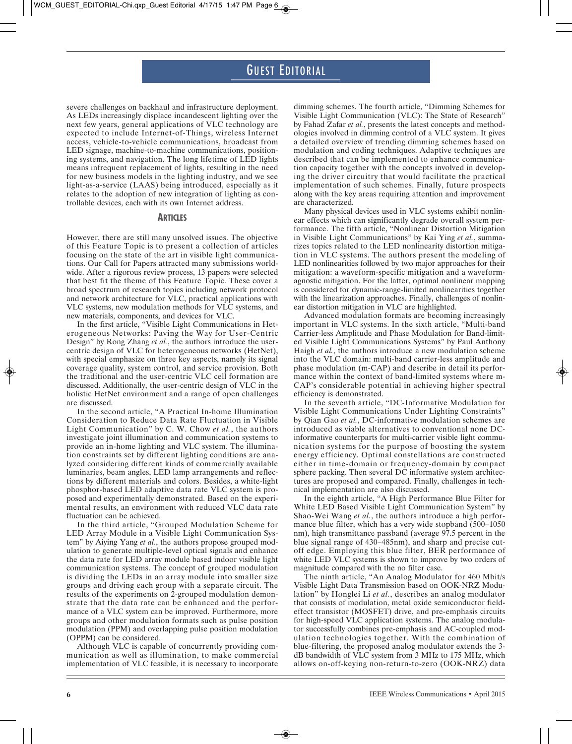severe challenges on backhaul and infrastructure deployment. As LEDs increasingly displace incandescent lighting over the next few years, general applications of VLC technology are expected to include Internet-of-Things, wireless Internet access, vehicle-to-vehicle communications, broadcast from LED signage, machine-to-machine communications, positioning systems, and navigation. The long lifetime of LED lights means infrequent replacement of lights, resulting in the need for new business models in the lighting industry, and we see light-as-a-service (LAAS) being introduced, especially as it relates to the adoption of new integration of lighting as controllable devices, each with its own Internet address.

## ARTICLES

However, there are still many unsolved issues. The objective of this Feature Topic is to present a collection of articles focusing on the state of the art in visible light communications. Our Call for Papers attracted many submissions worldwide. After a rigorous review process, 13 papers were selected that best fit the theme of this Feature Topic. These cover a broad spectrum of research topics including network protocol and network architecture for VLC, practical applications with VLC systems, new modulation methods for VLC systems, and new materials, components, and devices for VLC.

In the first article, "Visible Light Communications in Heterogeneous Networks: Paving the Way for User-Centric Design" by Rong Zhang *et al.*, the authors introduce the user-centric design of VLC for heterogeneous networks (HetNet), with special emphasize on three key aspects, namely its signal coverage quality, system control, and service provision. Both the traditional and the user-centric VLC cell formation are discussed. Additionally, the user-centric design of VLC in the holistic HetNet environment and a range of open challenges are discussed.

In the second article, "A Practical In-home Illumination Consideration to Reduce Data Rate Fluctuation in Visible Light Communication" by C. W. Chow *et al.*, the authors investigate joint illumination and communication systems to provide an in-home lighting and VLC system. The illumination constraints set by different lighting conditions are analyzed considering different kinds of commercially available luminaries, beam angles, LED lamp arrangements and reflections by different materials and colors. Besides, a white-light phosphor-based LED adaptive data rate VLC system is proposed and experimentally demonstrated. Based on the experimental results, an environment with reduced VLC data rate fluctuation can be achieved.

In the third article, "Grouped Modulation Scheme for LED Array Module in a Visible Light Communication System" by Aiying Yang *et al.*, the authors propose grouped modulation to generate multiple-level optical signals and enhance the data rate for LED array module based indoor visible light communication systems. The concept of grouped modulation is dividing the LEDs in an array module into smaller size groups and driving each group with a separate circuit. The results of the experiments on 2-grouped modulation demonstrate that the data rate can be enhanced and the performance of a VLC system can be improved. Furthermore, more groups and other modulation formats such as pulse position modulation (PPM) and overlapping pulse position modulation (OPPM) can be considered.

Although VLC is capable of concurrently providing communication as well as illumination, to make commercial implementation of VLC feasible, it is necessary to incorporate dimming schemes. The fourth article, "Dimming Schemes for Visible Light Communication (VLC): The State of Research" by Fahad Zafar *et al.*, presents the latest concepts and methodologies involved in dimming control of a VLC system. It gives a detailed overview of trending dimming schemes based on modulation and coding techniques. Adaptive techniques are described that can be implemented to enhance communication capacity together with the concepts involved in developing the driver circuitry that would facilitate the practical implementation of such schemes. Finally, future prospects along with the key areas requiring attention and improvement are characterized.

Many physical devices used in VLC systems exhibit nonlinear effects which can significantly degrade overall system performance. The fifth article, "Nonlinear Distortion Mitigation in Visible Light Communications" by Kai Ying *et al.*, summarizes topics related to the LED nonlinearity distortion mitigation in VLC systems. The authors present the modeling of LED nonlinearities followed by two major approaches for their mitigation: a waveform-specific mitigation and a waveform-agnostic mitigation. For the latter, optimal nonlinear mapping is considered for dynamic-range-limited nonlinearities together with the linearization approaches. Finally, challenges of nonlinear distortion mitigation in VLC are highlighted.

Advanced modulation formats are becoming increasingly important in VLC systems. In the sixth article, "Multi-band Carrier-less Amplitude and Phase Modulation for Band-limited Visible Light Communications Systems" by Paul Anthony Haigh *et al.*, the authors introduce a new modulation scheme into the VLC domain: multi-band carrier-less amplitude and phase modulation (m-CAP) and describe in detail its performance within the context of band-limited systems where m-CAP's considerable potential in achieving higher spectral efficiency is demonstrated.

In the seventh article, "DC-Informative Modulation for Visible Light Communications Under Lighting Constraints" by Qian Gao *et al.*, DC-informative modulation schemes are introduced as viable alternatives to conventional none DC-informative counterparts for multi-carrier visible light communication systems for the purpose of boosting the system energy efficiency. Optimal constellations are constructed either in time-domain or frequency-domain by compact sphere packing. Then several DC informative system architectures are proposed and compared. Finally, challenges in technical implementation are also discussed.

In the eighth article, "A High Performance Blue Filter for White LED Based Visible Light Communication System" by Shao-Wei Wang *et al.*, the authors introduce a high performance blue filter, which has a very wide stopband (500–1050 nm), high transmittance passband (average 97.5 percent in the blue signal range of 430–485nm), and sharp and precise cutoff edge. Employing this blue filter, BER performance of white LED VLC systems is shown to improve by two orders of magnitude compared with the no filter case.

The ninth article, "An Analog Modulator for 460 Mbit/s Visible Light Data Transmission based on OOK-NRZ Modulation" by Honglei Li *et al.*, describes an analog modulator that consists of modulation, metal oxide semiconductor field-effect transistor (MOSFET) drive, and pre-emphasis circuits for high-speed VLC application systems. The analog modulator successfully combines pre-emphasis and AC-coupled modulation technologies together. With the combination of blue-filtering, the proposed analog modulator extends the 3-dB bandwidth of VLC system from 3 MHz to 175 MHz, which allows on-off-keying non-return-to-zero (OOK-NRZ) data